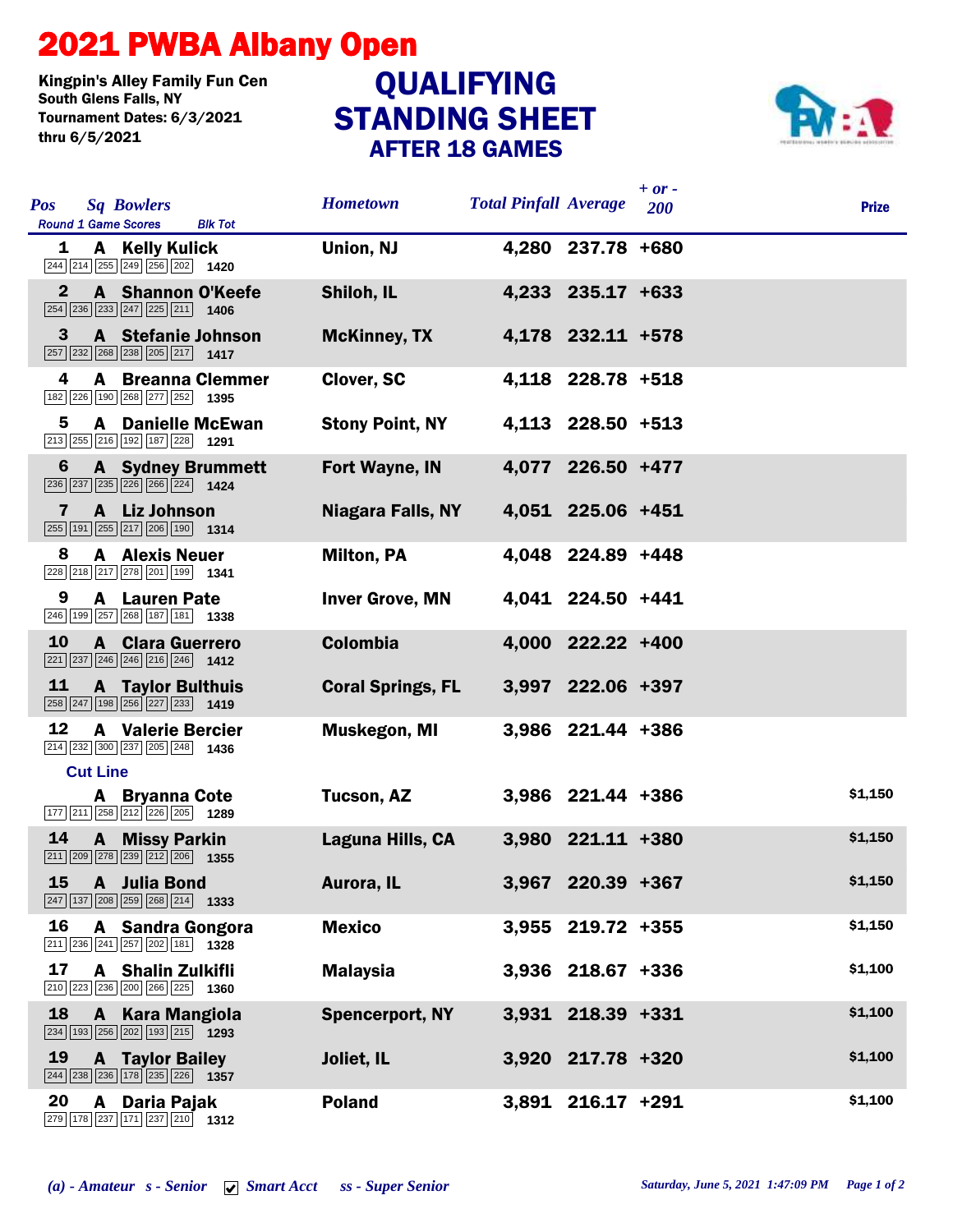# 2021 PWBA Albany Open

Kingpin's Alley Family Fun Cen
South Glens Falls, NY
Tournament Dates: 6/3/2021 thru 6/5/2021

## QUALIFYING STANDING SHEET
### AFTER 18 GAMES

| Pos | Sq | Bowlers | Round 1 Game Scores | Blk Tot | Hometown | Total Pinfall | Average | + or - 200 | Prize |
|---|---|---|---|---|---|---|---|---|---|
| 1 | A | Kelly Kulick | 244 214 255 249 256 202 | 1420 | Union, NJ | 4,280 | 237.78 | +680 | |
| 2 | A | Shannon O'Keefe | 254 236 233 247 225 211 | 1406 | Shiloh, IL | 4,233 | 235.17 | +633 | |
| 3 | A | Stefanie Johnson | 257 232 268 238 205 217 | 1417 | McKinney, TX | 4,178 | 232.11 | +578 | |
| 4 | A | Breanna Clemmer | 182 226 190 268 277 252 | 1395 | Clover, SC | 4,118 | 228.78 | +518 | |
| 5 | A | Danielle McEwan | 213 255 216 192 187 228 | 1291 | Stony Point, NY | 4,113 | 228.50 | +513 | |
| 6 | A | Sydney Brummett | 236 237 235 226 266 224 | 1424 | Fort Wayne, IN | 4,077 | 226.50 | +477 | |
| 7 | A | Liz Johnson | 255 191 255 217 206 190 | 1314 | Niagara Falls, NY | 4,051 | 225.06 | +451 | |
| 8 | A | Alexis Neuer | 228 218 217 278 201 199 | 1341 | Milton, PA | 4,048 | 224.89 | +448 | |
| 9 | A | Lauren Pate | 246 199 257 268 187 181 | 1338 | Inver Grove, MN | 4,041 | 224.50 | +441 | |
| 10 | A | Clara Guerrero | 221 237 246 246 216 246 | 1412 | Colombia | 4,000 | 222.22 | +400 | |
| 11 | A | Taylor Bulthuis | 258 247 198 256 227 233 | 1419 | Coral Springs, FL | 3,997 | 222.06 | +397 | |
| 12 | A | Valerie Bercier | 214 232 300 237 205 248 | 1436 | Muskegon, MI | 3,986 | 221.44 | +386 | |
| **Cut Line** | | | | | | | | | |
| | A | Bryanna Cote | 177 211 258 212 226 205 | 1289 | Tucson, AZ | 3,986 | 221.44 | +386 | $1,150 |
| 14 | A | Missy Parkin | 211 209 278 239 212 206 | 1355 | Laguna Hills, CA | 3,980 | 221.11 | +380 | $1,150 |
| 15 | A | Julia Bond | 247 137 208 259 268 214 | 1333 | Aurora, IL | 3,967 | 220.39 | +367 | $1,150 |
| 16 | A | Sandra Gongora | 211 236 241 257 202 181 | 1328 | Mexico | 3,955 | 219.72 | +355 | $1,150 |
| 17 | A | Shalin Zulkifli | 210 223 236 200 266 225 | 1360 | Malaysia | 3,936 | 218.67 | +336 | $1,100 |
| 18 | A | Kara Mangiola | 234 193 256 202 193 215 | 1293 | Spencerport, NY | 3,931 | 218.39 | +331 | $1,100 |
| 19 | A | Taylor Bailey | 244 238 236 178 235 226 | 1357 | Joliet, IL | 3,920 | 217.78 | +320 | $1,100 |
| 20 | A | Daria Pajak | 279 178 237 171 237 210 | 1312 | Poland | 3,891 | 216.17 | +291 | $1,100 |

*(a) - Amateur   s - Senior   ✔ Smart Acct   ss - Super Senior*

*Saturday, June 5, 2021 1:47:09 PM*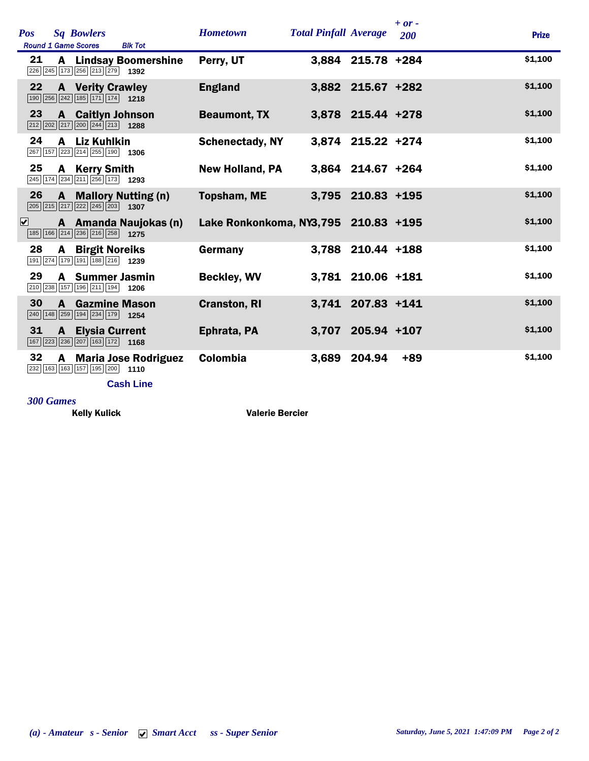| Pos | Sq | Bowlers | Round 1 Game Scores | Blk Tot | Hometown | Total Pinfall | Average | + or - 200 | Prize |
|---|---|---|---|---|---|---|---|---|---|
| 21 | A | Lindsay Boomershine | 226 245 173 256 213 279 | 1392 | Perry, UT | 3,884 | 215.78 | +284 | $1,100 |
| 22 | A | Verity Crawley | 190 256 242 185 171 174 | 1218 | England | 3,882 | 215.67 | +282 | $1,100 |
| 23 | A | Caitlyn Johnson | 212 202 217 200 244 213 | 1288 | Beaumont, TX | 3,878 | 215.44 | +278 | $1,100 |
| 24 | A | Liz Kuhlkin | 267 157 223 214 255 190 | 1306 | Schenectady, NY | 3,874 | 215.22 | +274 | $1,100 |
| 25 | A | Kerry Smith | 245 174 234 211 256 173 | 1293 | New Holland, PA | 3,864 | 214.67 | +264 | $1,100 |
| 26 | A | Mallory Nutting (n) | 205 215 217 222 245 203 | 1307 | Topsham, ME | 3,795 | 210.83 | +195 | $1,100 |
| ☑ | A | Amanda Naujokas (n) | 185 166 214 236 216 258 | 1275 | Lake Ronkonkoma, NY | 3,795 | 210.83 | +195 | $1,100 |
| 28 | A | Birgit Noreiks | 191 274 179 191 188 216 | 1239 | Germany | 3,788 | 210.44 | +188 | $1,100 |
| 29 | A | Summer Jasmin | 210 238 157 196 211 194 | 1206 | Beckley, WV | 3,781 | 210.06 | +181 | $1,100 |
| 30 | A | Gazmine Mason | 240 148 259 194 234 179 | 1254 | Cranston, RI | 3,741 | 207.83 | +141 | $1,100 |
| 31 | A | Elysia Current | 167 223 236 207 163 172 | 1168 | Ephrata, PA | 3,707 | 205.94 | +107 | $1,100 |
| 32 | A | Maria Jose Rodriguez | 232 163 163 157 195 200 | 1110 | Colombia | 3,689 | 204.94 | +89 | $1,100 |

**Cash Line**

*300 Games*

**Kelly Kulick** **Valerie Bercier**

*(a) - Amateur s - Senior ☑ Smart Acct ss - Super Senior*

*Saturday, June 5, 2021 1:47:09 PM*